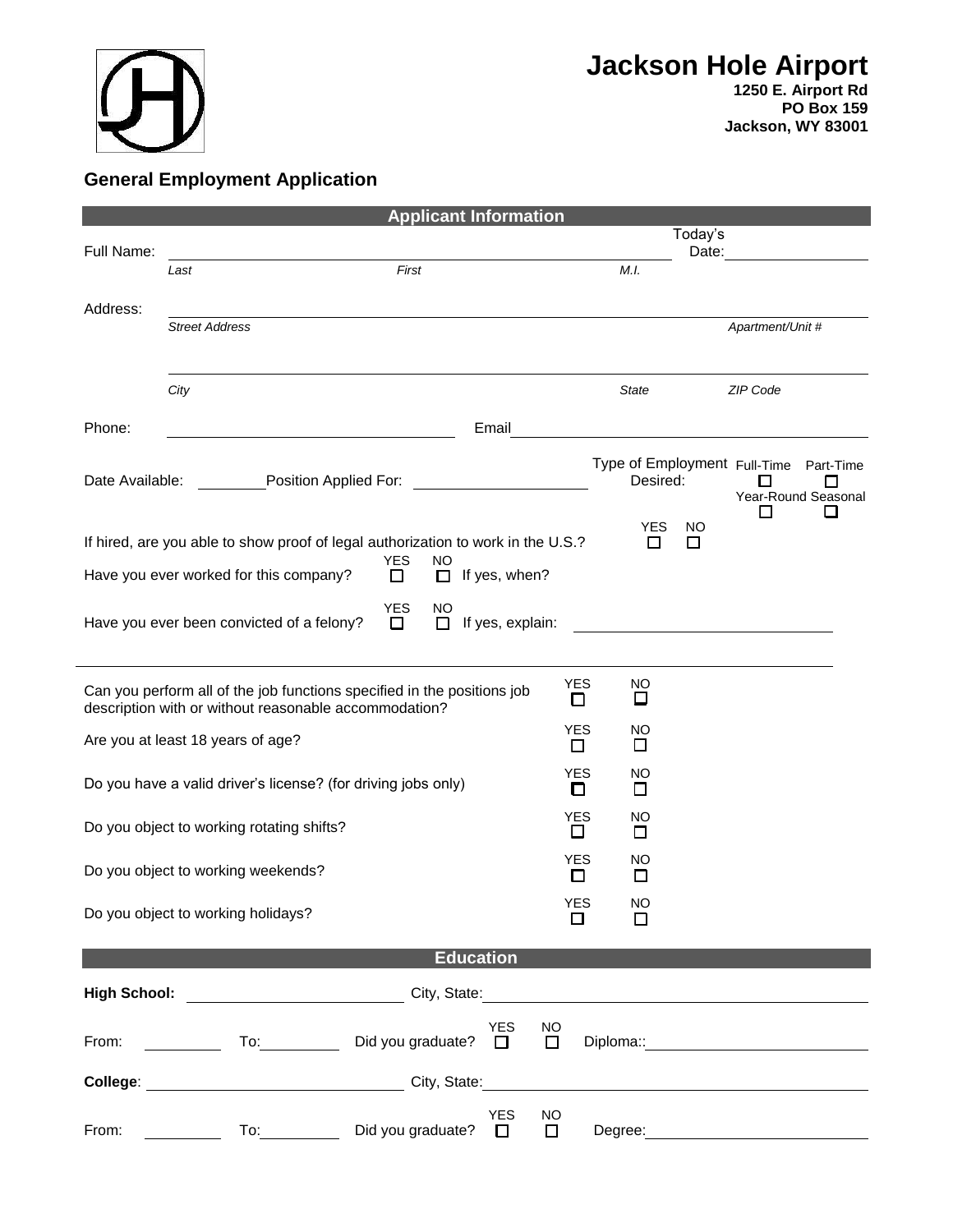# Jackson Hole Airport

**1250 E. Airport Rd**
**PO Box 159**
**Jackson, WY 83001**

## General Employment Application

### Applicant Information

Full Name: ______________________________ Today's Date: ____________

*Last* *First* *M.I.*

Address: ____________________________________________

*Street Address* *Apartment/Unit #*

____________________________________________

*City* *State* *ZIP Code*

Phone: ____________________ Email ____________________

Date Available: ________ Position Applied For: ____________________

Type of Employment Desired: Full-Time ☐ Part-Time ☐ Year-Round ☐ Seasonal ☐

If hired, are you able to show proof of legal authorization to work in the U.S.? YES ☐ NO ☐

Have you ever worked for this company? YES ☐ NO ☐ If yes, when?

Have you ever been convicted of a felony? YES ☐ NO ☐ If yes, explain: ____________________

| | YES | NO |
|---|---|---|
| Can you perform all of the job functions specified in the positions job description with or without reasonable accommodation? | ☐ | ☐ |
| Are you at least 18 years of age? | ☐ | ☐ |
| Do you have a valid driver's license? (for driving jobs only) | ☐ | ☐ |
| Do you object to working rotating shifts? | ☐ | ☐ |
| Do you object to working weekends? | ☐ | ☐ |
| Do you object to working holidays? | ☐ | ☐ |

### Education

**High School:** ____________________ City, State: ____________________

From: ________ To: ________ Did you graduate? YES ☐ NO ☐ Diploma:: ____________________

**College**: ____________________ City, State: ____________________

From: ________ To: ________ Did you graduate? YES ☐ NO ☐ Degree: ____________________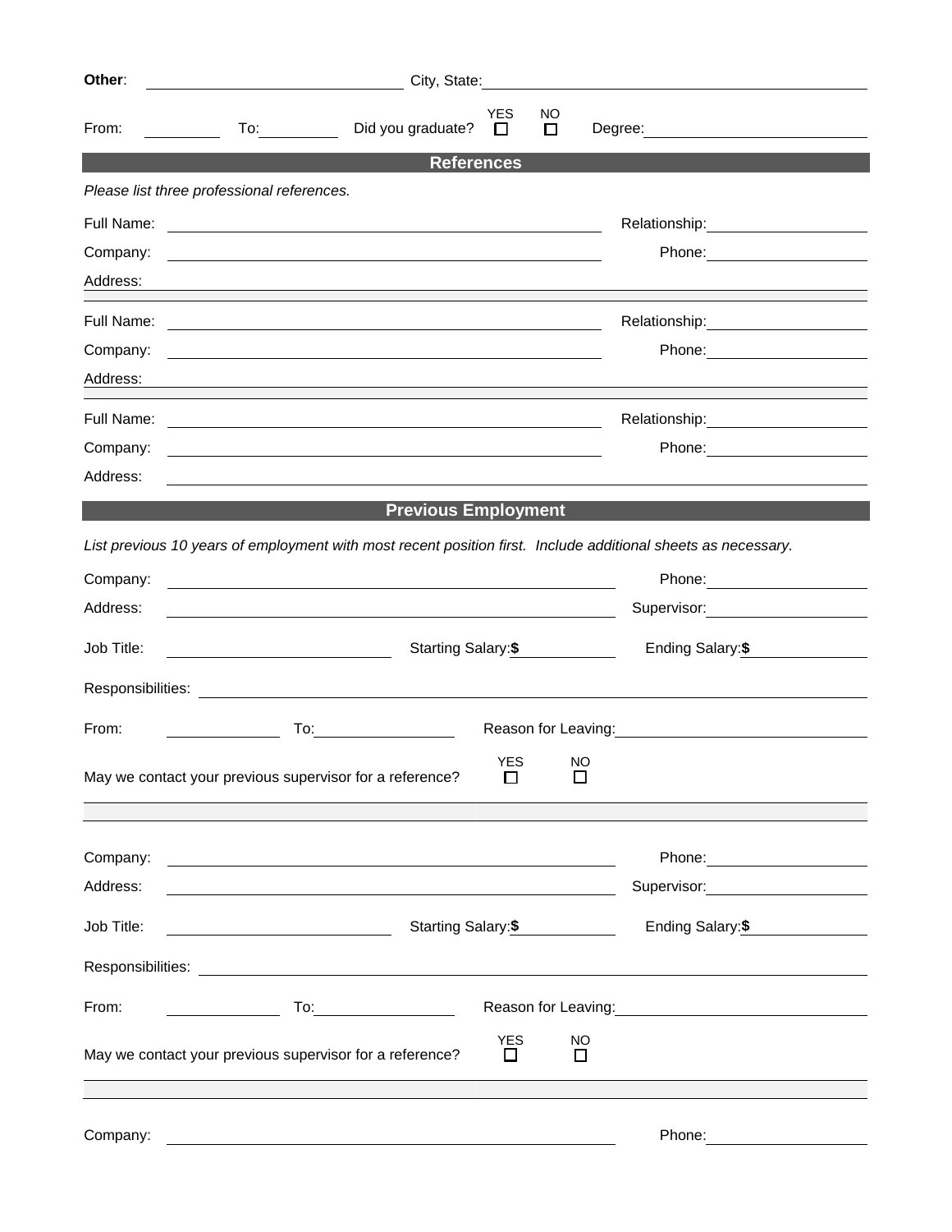**Other**: ______________________ City, State: ______________________

From: __________ To: __________ Did you graduate? YES ☐ NO ☐ Degree: ______________________

## References

*Please list three professional references.*

Full Name: ______________________ Relationship: ______________________

Company: ______________________ Phone: ______________________

Address: ______________________

Full Name: ______________________ Relationship: ______________________

Company: ______________________ Phone: ______________________

Address: ______________________

Full Name: ______________________ Relationship: ______________________

Company: ______________________ Phone: ______________________

Address: ______________________

## Previous Employment

*List previous 10 years of employment with most recent position first. Include additional sheets as necessary.*

Company: ______________________ Phone: ______________________

Address: ______________________ Supervisor: ______________________

Job Title: ______________________ Starting Salary: **$** __________ Ending Salary: **$** __________

Responsibilities: ______________________

From: __________ To: __________ Reason for Leaving: ______________________

May we contact your previous supervisor for a reference? YES ☐ NO ☐

Company: ______________________ Phone: ______________________

Address: ______________________ Supervisor: ______________________

Job Title: ______________________ Starting Salary: **$** __________ Ending Salary: **$** __________

Responsibilities: ______________________

From: __________ To: __________ Reason for Leaving: ______________________

May we contact your previous supervisor for a reference? YES ☐ NO ☐

Company: ______________________ Phone: ______________________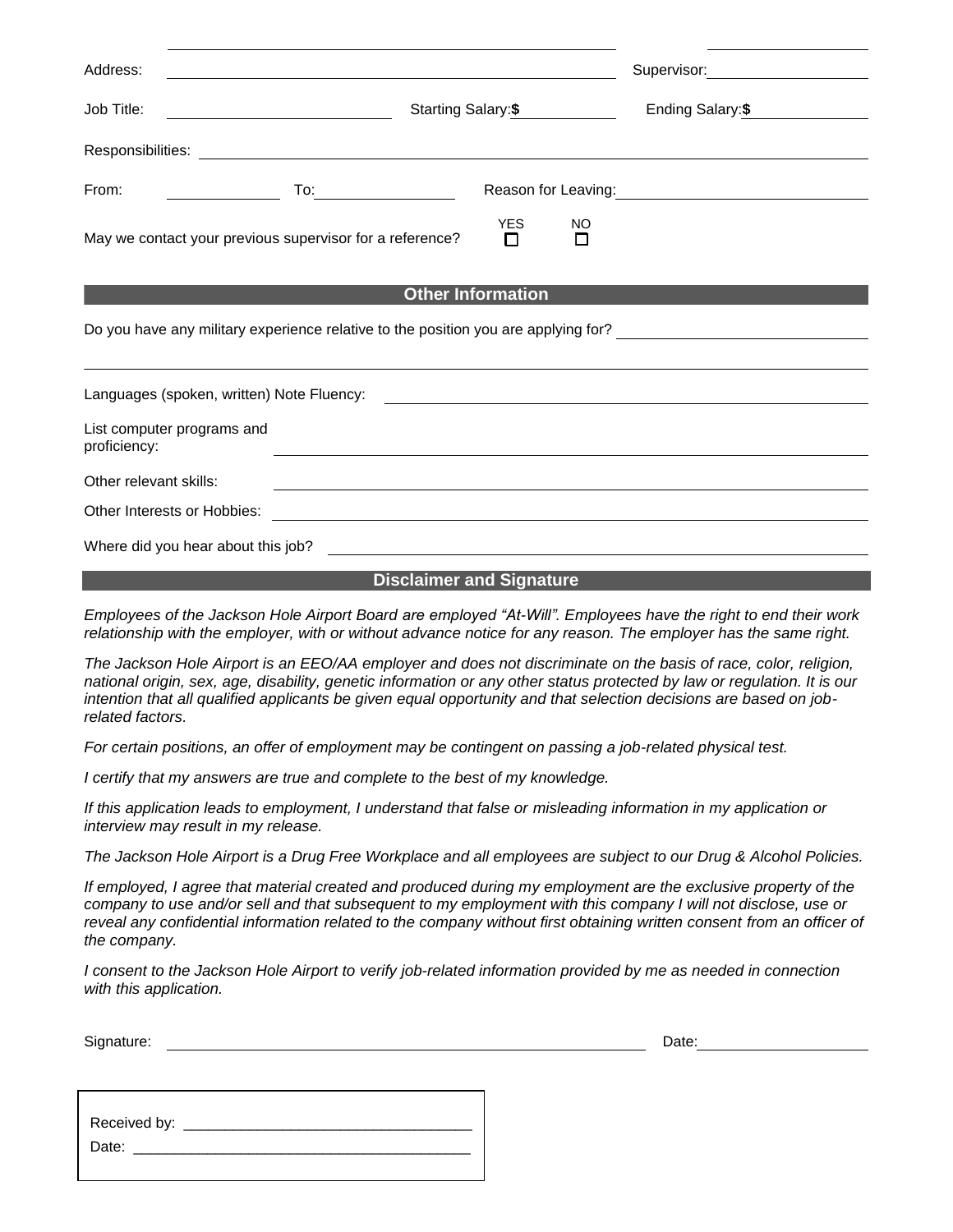Address: \_\_\_\_\_\_\_\_\_\_\_\_\_\_\_\_\_\_\_\_ Supervisor: \_\_\_\_\_\_\_\_\_\_\_\_\_\_\_\_\_\_\_\_

Job Title: \_\_\_\_\_\_\_\_\_\_\_\_\_\_\_\_\_\_\_\_ Starting Salary: $ \_\_\_\_\_\_\_\_\_\_ Ending Salary: $ \_\_\_\_\_\_\_\_\_\_

Responsibilities: \_\_\_\_\_\_\_\_\_\_\_\_\_\_\_\_\_\_\_\_\_\_\_\_\_\_\_\_\_\_\_\_\_\_\_\_\_\_\_\_

From: \_\_\_\_\_\_\_\_\_\_ To: \_\_\_\_\_\_\_\_\_\_ Reason for Leaving: \_\_\_\_\_\_\_\_\_\_\_\_\_\_\_\_\_\_\_\_

May we contact your previous supervisor for a reference? YES ☐ NO ☐

## Other Information

Do you have any military experience relative to the position you are applying for? \_\_\_\_\_\_\_\_\_\_\_\_\_\_\_\_\_\_\_\_

Languages (spoken, written) Note Fluency: \_\_\_\_\_\_\_\_\_\_\_\_\_\_\_\_\_\_\_\_

List computer programs and proficiency: \_\_\_\_\_\_\_\_\_\_\_\_\_\_\_\_\_\_\_\_

Other relevant skills: \_\_\_\_\_\_\_\_\_\_\_\_\_\_\_\_\_\_\_\_

Other Interests or Hobbies: \_\_\_\_\_\_\_\_\_\_\_\_\_\_\_\_\_\_\_\_

Where did you hear about this job? \_\_\_\_\_\_\_\_\_\_\_\_\_\_\_\_\_\_\_\_

## Disclaimer and Signature

*Employees of the Jackson Hole Airport Board are employed "At-Will". Employees have the right to end their work relationship with the employer, with or without advance notice for any reason. The employer has the same right.*

*The Jackson Hole Airport is an EEO/AA employer and does not discriminate on the basis of race, color, religion, national origin, sex, age, disability, genetic information or any other status protected by law or regulation. It is our intention that all qualified applicants be given equal opportunity and that selection decisions are based on job-related factors.*

*For certain positions, an offer of employment may be contingent on passing a job-related physical test.*

*I certify that my answers are true and complete to the best of my knowledge.*

*If this application leads to employment, I understand that false or misleading information in my application or interview may result in my release.*

*The Jackson Hole Airport is a Drug Free Workplace and all employees are subject to our Drug & Alcohol Policies.*

*If employed, I agree that material created and produced during my employment are the exclusive property of the company to use and/or sell and that subsequent to my employment with this company I will not disclose, use or reveal any confidential information related to the company without first obtaining written consent from an officer of the company.*

*I consent to the Jackson Hole Airport to verify job-related information provided by me as needed in connection with this application.*

Signature: \_\_\_\_\_\_\_\_\_\_\_\_\_\_\_\_\_\_\_\_ Date: \_\_\_\_\_\_\_\_\_\_

Received by: \_\_\_\_\_\_\_\_\_\_\_\_\_\_\_\_\_\_\_\_

Date: \_\_\_\_\_\_\_\_\_\_\_\_\_\_\_\_\_\_\_\_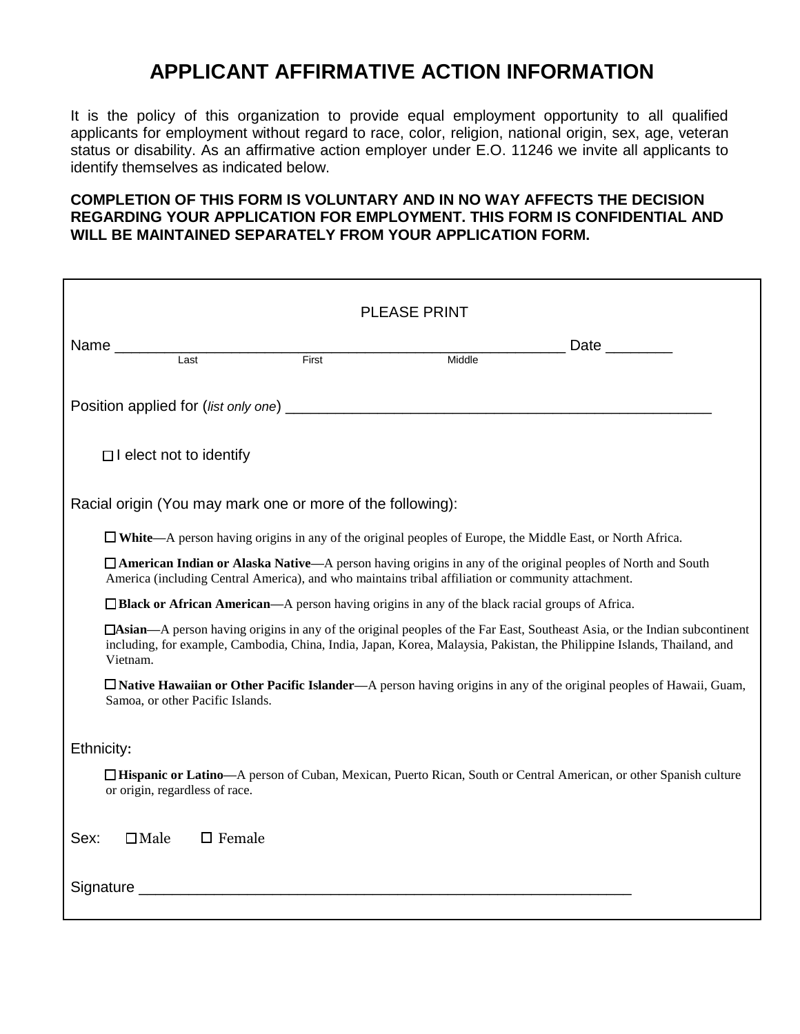# APPLICANT AFFIRMATIVE ACTION INFORMATION

It is the policy of this organization to provide equal employment opportunity to all qualified applicants for employment without regard to race, color, religion, national origin, sex, age, veteran status or disability. As an affirmative action employer under E.O. 11246 we invite all applicants to identify themselves as indicated below.

**COMPLETION OF THIS FORM IS VOLUNTARY AND IN NO WAY AFFECTS THE DECISION REGARDING YOUR APPLICATION FOR EMPLOYMENT. THIS FORM IS CONFIDENTIAL AND WILL BE MAINTAINED SEPARATELY FROM YOUR APPLICATION FORM.**

PLEASE PRINT

Name ______________________________________________________ Date ________
Last First Middle

Position applied for (*list only one*) ____________________________________________________

☐ I elect not to identify

Racial origin (You may mark one or more of the following):

☐ **White**—A person having origins in any of the original peoples of Europe, the Middle East, or North Africa.

☐ **American Indian or Alaska Native**—A person having origins in any of the original peoples of North and South America (including Central America), and who maintains tribal affiliation or community attachment.

☐ **Black or African American**—A person having origins in any of the black racial groups of Africa.

☐ **Asian**—A person having origins in any of the original peoples of the Far East, Southeast Asia, or the Indian subcontinent including, for example, Cambodia, China, India, Japan, Korea, Malaysia, Pakistan, the Philippine Islands, Thailand, and Vietnam.

☐ **Native Hawaiian or Other Pacific Islander**—A person having origins in any of the original peoples of Hawaii, Guam, Samoa, or other Pacific Islands.

Ethnicity:

☐ **Hispanic or Latino**—A person of Cuban, Mexican, Puerto Rican, South or Central American, or other Spanish culture or origin, regardless of race.

Sex: ☐ Male ☐ Female

Signature ____________________________________________________________